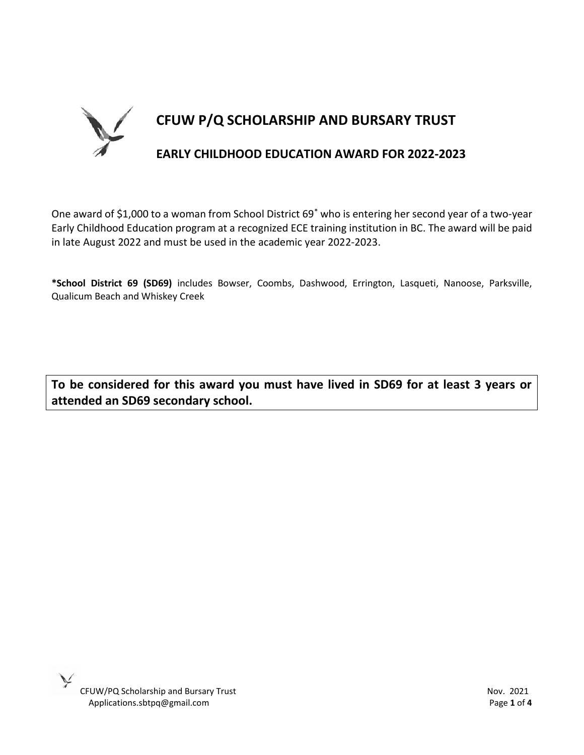# CFUW P/Q SCHOLARSHIP AND BURSARY TRUST

## EARLY CHILDHOOD EDUCATION AWARD FOR 2022-2023

One award of $1,000 to a woman from School District 69* who is entering her second year of a two-year Early Childhood Education program at a recognized ECE training institution in BC. The award will be paid in late August 2022 and must be used in the academic year 2022-2023.

***School District 69 (SD69)** includes Bowser, Coombs, Dashwood, Errington, Lasqueti, Nanoose, Parksville, Qualicum Beach and Whiskey Creek

**To be considered for this award you must have lived in SD69 for at least 3 years or attended an SD69 secondary school.**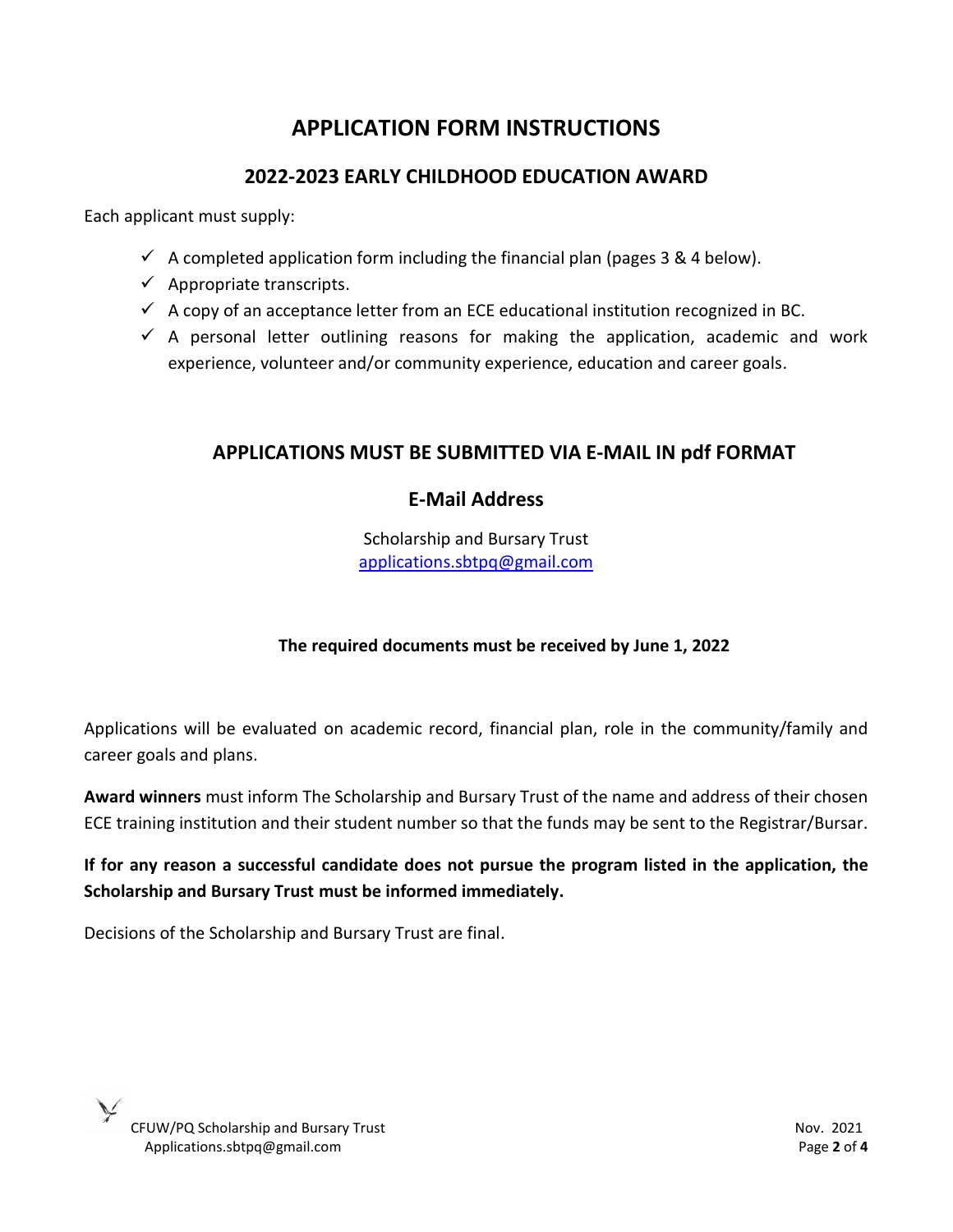# APPLICATION FORM INSTRUCTIONS

## 2022-2023 EARLY CHILDHOOD EDUCATION AWARD

Each applicant must supply:

- ✓ A completed application form including the financial plan (pages 3 & 4 below).
- ✓ Appropriate transcripts.
- ✓ A copy of an acceptance letter from an ECE educational institution recognized in BC.
- ✓ A personal letter outlining reasons for making the application, academic and work experience, volunteer and/or community experience, education and career goals.

## APPLICATIONS MUST BE SUBMITTED VIA E-MAIL IN pdf FORMAT

### E-Mail Address

Scholarship and Bursary Trust
applications.sbtpq@gmail.com

**The required documents must be received by June 1, 2022**

Applications will be evaluated on academic record, financial plan, role in the community/family and career goals and plans.

**Award winners** must inform The Scholarship and Bursary Trust of the name and address of their chosen ECE training institution and their student number so that the funds may be sent to the Registrar/Bursar.

**If for any reason a successful candidate does not pursue the program listed in the application, the Scholarship and Bursary Trust must be informed immediately.**

Decisions of the Scholarship and Bursary Trust are final.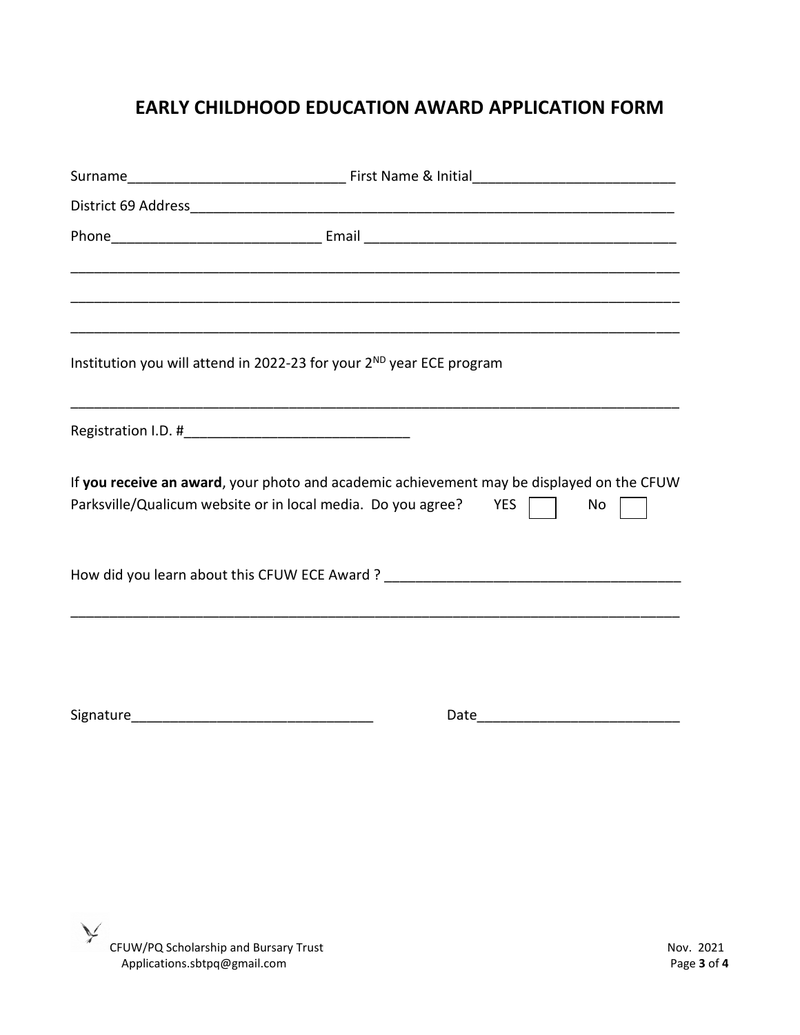# EARLY CHILDHOOD EDUCATION AWARD APPLICATION FORM

Surname___________________________ First Name & Initial_________________________

District 69 Address_____________________________________________________________

Phone__________________________ Email ______________________________________

_________________________________________________________________________

_________________________________________________________________________

_________________________________________________________________________

Institution you will attend in 2022-23 for your 2ND year ECE program

_________________________________________________________________________

Registration I.D. #____________________________

If **you receive an award**, your photo and academic achievement may be displayed on the CFUW Parksville/Qualicum website or in local media. Do you agree? YES ☐ No ☐

How did you learn about this CFUW ECE Award ? ____________________________________

_________________________________________________________________________

Signature______________________________ Date_________________________

CFUW/PQ Scholarship and Bursary Trust
Applications.sbtpq@gmail.com

Nov. 2021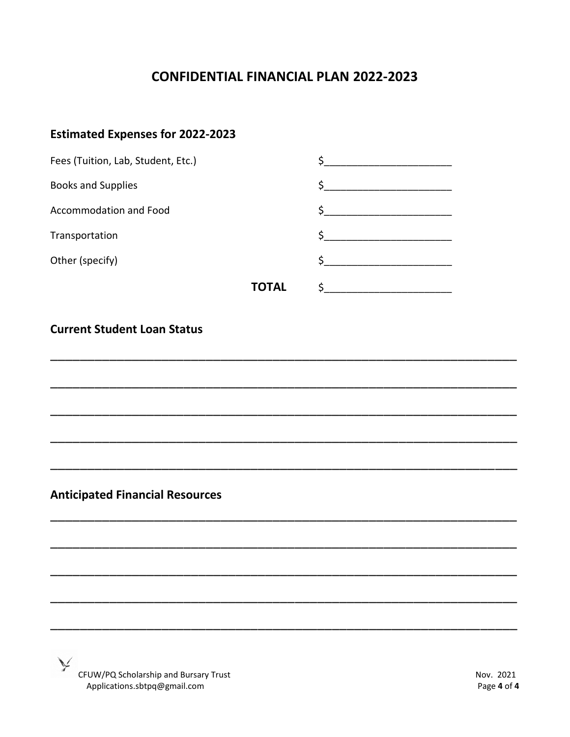# CONFIDENTIAL FINANCIAL PLAN 2022-2023

## Estimated Expenses for 2022-2023

| | |
|---|---|
| Fees (Tuition, Lab, Student, Etc.) | $______________________ |
| Books and Supplies | $______________________ |
| Accommodation and Food | $______________________ |
| Transportation | $______________________ |
| Other (specify) | $______________________ |
| **TOTAL** | $______________________ |

## Current Student Loan Status

___________________________________________________________________________

___________________________________________________________________________

___________________________________________________________________________

___________________________________________________________________________

___________________________________________________________________________

## Anticipated Financial Resources

___________________________________________________________________________

___________________________________________________________________________

___________________________________________________________________________

___________________________________________________________________________

___________________________________________________________________________